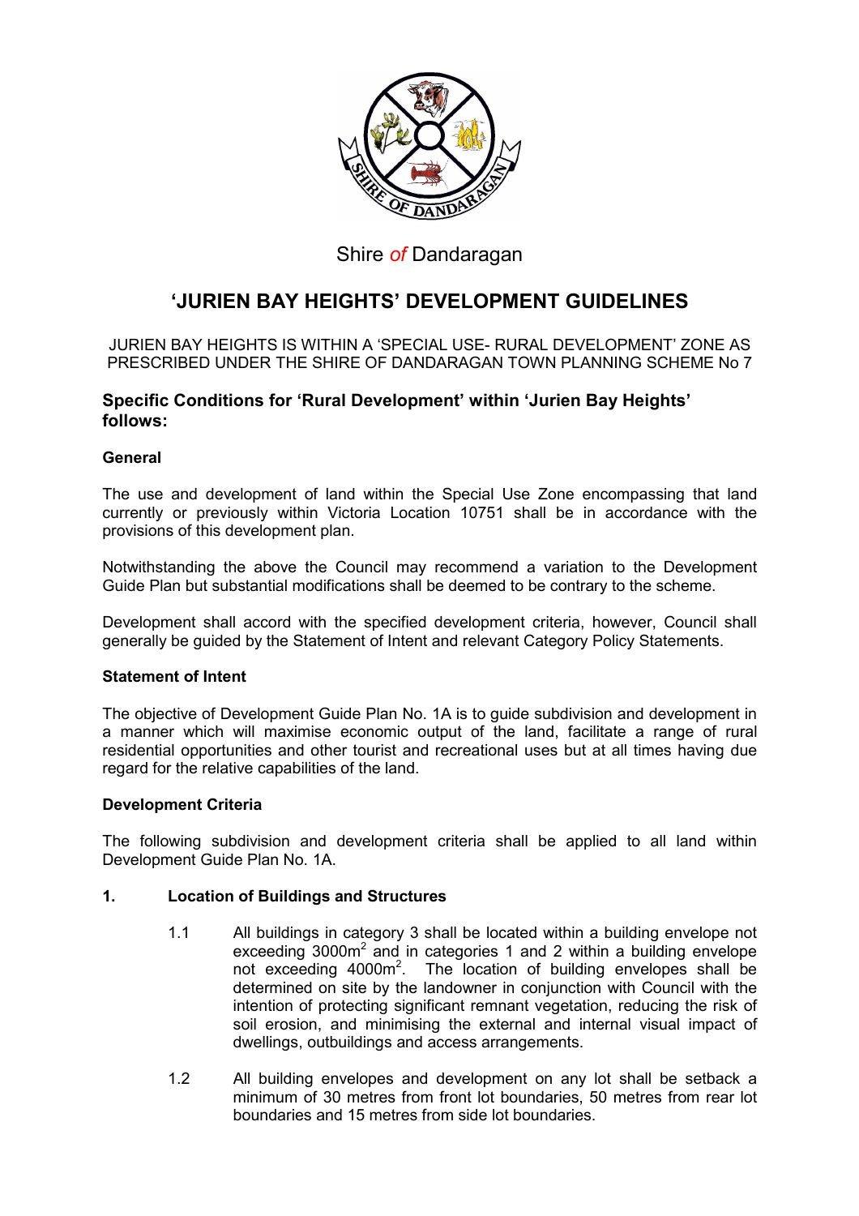Shire *of* Dandaragan

# 'JURIEN BAY HEIGHTS' DEVELOPMENT GUIDELINES

JURIEN BAY HEIGHTS IS WITHIN A 'SPECIAL USE- RURAL DEVELOPMENT' ZONE AS PRESCRIBED UNDER THE SHIRE OF DANDARAGAN TOWN PLANNING SCHEME No 7

## Specific Conditions for 'Rural Development' within 'Jurien Bay Heights' follows:

### General

The use and development of land within the Special Use Zone encompassing that land currently or previously within Victoria Location 10751 shall be in accordance with the provisions of this development plan.

Notwithstanding the above the Council may recommend a variation to the Development Guide Plan but substantial modifications shall be deemed to be contrary to the scheme.

Development shall accord with the specified development criteria, however, Council shall generally be guided by the Statement of Intent and relevant Category Policy Statements.

### Statement of Intent

The objective of Development Guide Plan No. 1A is to guide subdivision and development in a manner which will maximise economic output of the land, facilitate a range of rural residential opportunities and other tourist and recreational uses but at all times having due regard for the relative capabilities of the land.

### Development Criteria

The following subdivision and development criteria shall be applied to all land within Development Guide Plan No. 1A.

**1. Location of Buildings and Structures**

1.1 All buildings in category 3 shall be located within a building envelope not exceeding 3000m$^2$ and in categories 1 and 2 within a building envelope not exceeding 4000m$^2$. The location of building envelopes shall be determined on site by the landowner in conjunction with Council with the intention of protecting significant remnant vegetation, reducing the risk of soil erosion, and minimising the external and internal visual impact of dwellings, outbuildings and access arrangements.

1.2 All building envelopes and development on any lot shall be setback a minimum of 30 metres from front lot boundaries, 50 metres from rear lot boundaries and 15 metres from side lot boundaries.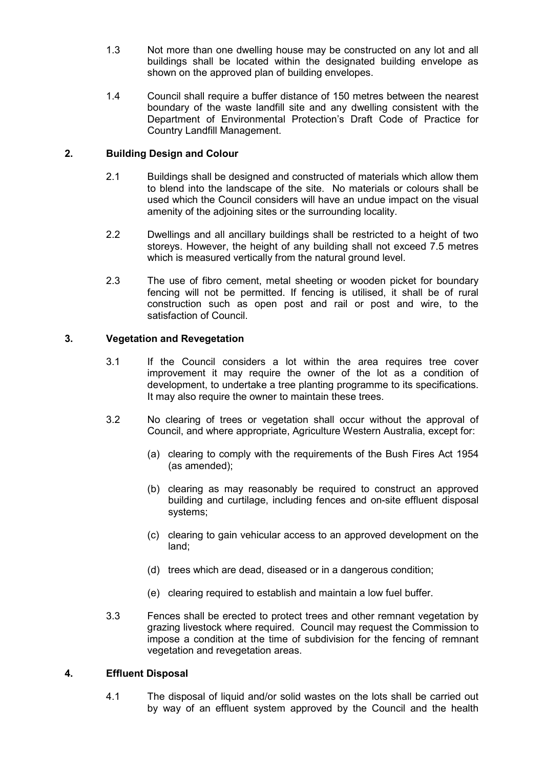1.3 Not more than one dwelling house may be constructed on any lot and all buildings shall be located within the designated building envelope as shown on the approved plan of building envelopes.

1.4 Council shall require a buffer distance of 150 metres between the nearest boundary of the waste landfill site and any dwelling consistent with the Department of Environmental Protection's Draft Code of Practice for Country Landfill Management.

## 2. Building Design and Colour

2.1 Buildings shall be designed and constructed of materials which allow them to blend into the landscape of the site. No materials or colours shall be used which the Council considers will have an undue impact on the visual amenity of the adjoining sites or the surrounding locality.

2.2 Dwellings and all ancillary buildings shall be restricted to a height of two storeys. However, the height of any building shall not exceed 7.5 metres which is measured vertically from the natural ground level.

2.3 The use of fibro cement, metal sheeting or wooden picket for boundary fencing will not be permitted. If fencing is utilised, it shall be of rural construction such as open post and rail or post and wire, to the satisfaction of Council.

## 3. Vegetation and Revegetation

3.1 If the Council considers a lot within the area requires tree cover improvement it may require the owner of the lot as a condition of development, to undertake a tree planting programme to its specifications. It may also require the owner to maintain these trees.

3.2 No clearing of trees or vegetation shall occur without the approval of Council, and where appropriate, Agriculture Western Australia, except for:

(a) clearing to comply with the requirements of the Bush Fires Act 1954 (as amended);

(b) clearing as may reasonably be required to construct an approved building and curtilage, including fences and on-site effluent disposal systems;

(c) clearing to gain vehicular access to an approved development on the land;

(d) trees which are dead, diseased or in a dangerous condition;

(e) clearing required to establish and maintain a low fuel buffer.

3.3 Fences shall be erected to protect trees and other remnant vegetation by grazing livestock where required. Council may request the Commission to impose a condition at the time of subdivision for the fencing of remnant vegetation and revegetation areas.

## 4. Effluent Disposal

4.1 The disposal of liquid and/or solid wastes on the lots shall be carried out by way of an effluent system approved by the Council and the health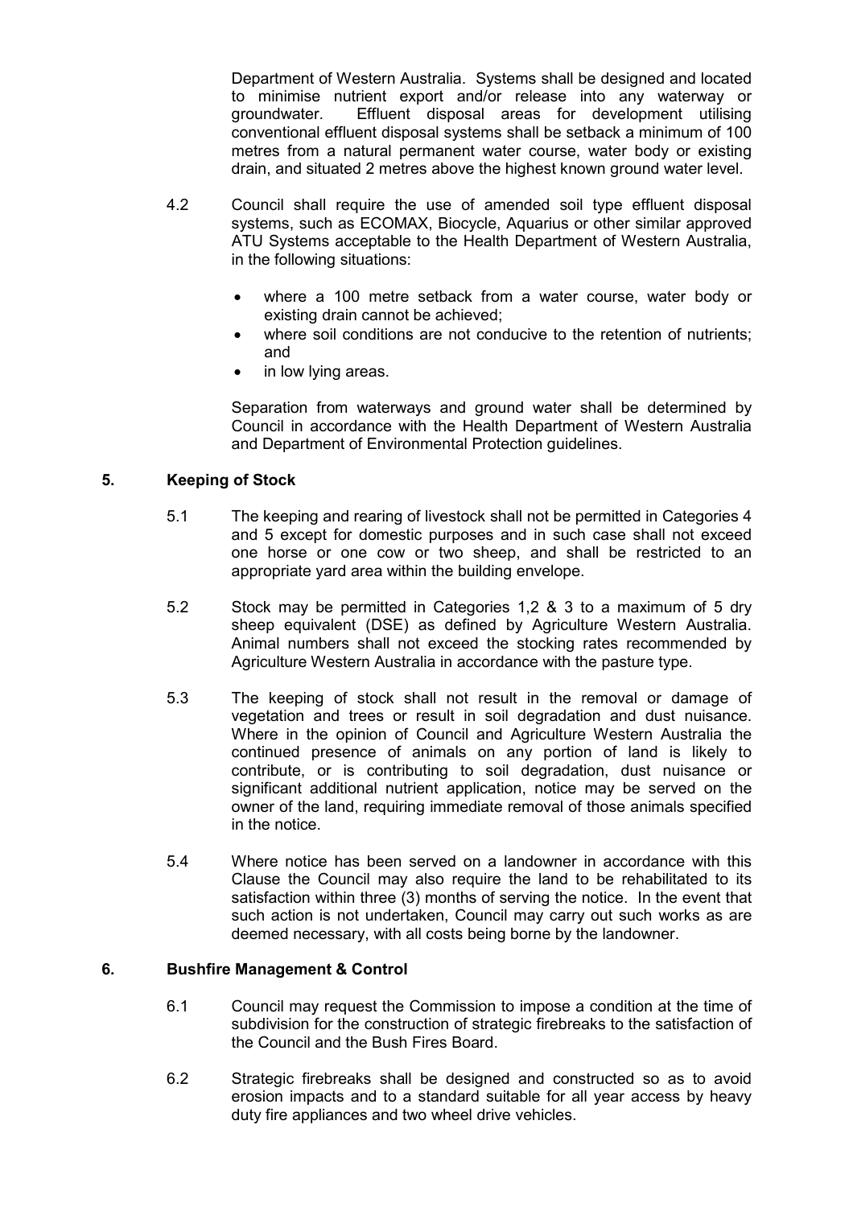Department of Western Australia. Systems shall be designed and located to minimise nutrient export and/or release into any waterway or groundwater. Effluent disposal areas for development utilising conventional effluent disposal systems shall be setback a minimum of 100 metres from a natural permanent water course, water body or existing drain, and situated 2 metres above the highest known ground water level.

4.2 Council shall require the use of amended soil type effluent disposal systems, such as ECOMAX, Biocycle, Aquarius or other similar approved ATU Systems acceptable to the Health Department of Western Australia, in the following situations:

- where a 100 metre setback from a water course, water body or existing drain cannot be achieved;
- where soil conditions are not conducive to the retention of nutrients; and
- in low lying areas.

Separation from waterways and ground water shall be determined by Council in accordance with the Health Department of Western Australia and Department of Environmental Protection guidelines.

## 5. Keeping of Stock

5.1 The keeping and rearing of livestock shall not be permitted in Categories 4 and 5 except for domestic purposes and in such case shall not exceed one horse or one cow or two sheep, and shall be restricted to an appropriate yard area within the building envelope.

5.2 Stock may be permitted in Categories 1,2 & 3 to a maximum of 5 dry sheep equivalent (DSE) as defined by Agriculture Western Australia. Animal numbers shall not exceed the stocking rates recommended by Agriculture Western Australia in accordance with the pasture type.

5.3 The keeping of stock shall not result in the removal or damage of vegetation and trees or result in soil degradation and dust nuisance. Where in the opinion of Council and Agriculture Western Australia the continued presence of animals on any portion of land is likely to contribute, or is contributing to soil degradation, dust nuisance or significant additional nutrient application, notice may be served on the owner of the land, requiring immediate removal of those animals specified in the notice.

5.4 Where notice has been served on a landowner in accordance with this Clause the Council may also require the land to be rehabilitated to its satisfaction within three (3) months of serving the notice. In the event that such action is not undertaken, Council may carry out such works as are deemed necessary, with all costs being borne by the landowner.

## 6. Bushfire Management & Control

6.1 Council may request the Commission to impose a condition at the time of subdivision for the construction of strategic firebreaks to the satisfaction of the Council and the Bush Fires Board.

6.2 Strategic firebreaks shall be designed and constructed so as to avoid erosion impacts and to a standard suitable for all year access by heavy duty fire appliances and two wheel drive vehicles.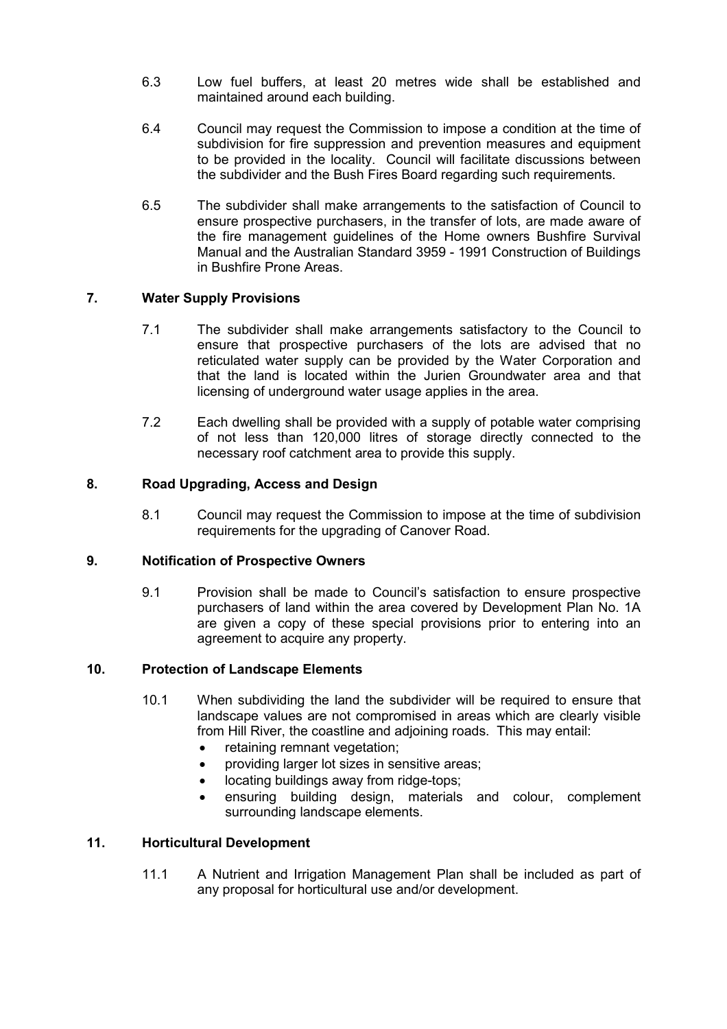6.3 Low fuel buffers, at least 20 metres wide shall be established and maintained around each building.

6.4 Council may request the Commission to impose a condition at the time of subdivision for fire suppression and prevention measures and equipment to be provided in the locality. Council will facilitate discussions between the subdivider and the Bush Fires Board regarding such requirements.

6.5 The subdivider shall make arrangements to the satisfaction of Council to ensure prospective purchasers, in the transfer of lots, are made aware of the fire management guidelines of the Home owners Bushfire Survival Manual and the Australian Standard 3959 - 1991 Construction of Buildings in Bushfire Prone Areas.

## 7. Water Supply Provisions

7.1 The subdivider shall make arrangements satisfactory to the Council to ensure that prospective purchasers of the lots are advised that no reticulated water supply can be provided by the Water Corporation and that the land is located within the Jurien Groundwater area and that licensing of underground water usage applies in the area.

7.2 Each dwelling shall be provided with a supply of potable water comprising of not less than 120,000 litres of storage directly connected to the necessary roof catchment area to provide this supply.

## 8. Road Upgrading, Access and Design

8.1 Council may request the Commission to impose at the time of subdivision requirements for the upgrading of Canover Road.

## 9. Notification of Prospective Owners

9.1 Provision shall be made to Council's satisfaction to ensure prospective purchasers of land within the area covered by Development Plan No. 1A are given a copy of these special provisions prior to entering into an agreement to acquire any property.

## 10. Protection of Landscape Elements

10.1 When subdividing the land the subdivider will be required to ensure that landscape values are not compromised in areas which are clearly visible from Hill River, the coastline and adjoining roads. This may entail:

- retaining remnant vegetation;
- providing larger lot sizes in sensitive areas;
- locating buildings away from ridge-tops;
- ensuring building design, materials and colour, complement surrounding landscape elements.

## 11. Horticultural Development

11.1 A Nutrient and Irrigation Management Plan shall be included as part of any proposal for horticultural use and/or development.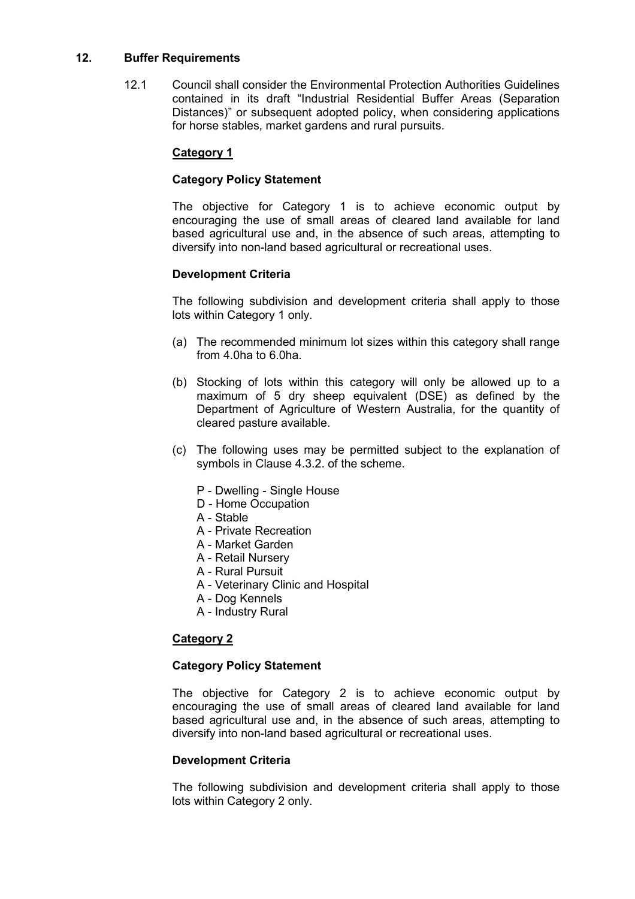## 12. Buffer Requirements

12.1 Council shall consider the Environmental Protection Authorities Guidelines contained in its draft “Industrial Residential Buffer Areas (Separation Distances)” or subsequent adopted policy, when considering applications for horse stables, market gardens and rural pursuits.

### Category 1

**Category Policy Statement**

The objective for Category 1 is to achieve economic output by encouraging the use of small areas of cleared land available for land based agricultural use and, in the absence of such areas, attempting to diversify into non-land based agricultural or recreational uses.

**Development Criteria**

The following subdivision and development criteria shall apply to those lots within Category 1 only.

(a) The recommended minimum lot sizes within this category shall range from 4.0ha to 6.0ha.

(b) Stocking of lots within this category will only be allowed up to a maximum of 5 dry sheep equivalent (DSE) as defined by the Department of Agriculture of Western Australia, for the quantity of cleared pasture available.

(c) The following uses may be permitted subject to the explanation of symbols in Clause 4.3.2. of the scheme.

P - Dwelling - Single House
D - Home Occupation
A - Stable
A - Private Recreation
A - Market Garden
A - Retail Nursery
A - Rural Pursuit
A - Veterinary Clinic and Hospital
A - Dog Kennels
A - Industry Rural

### Category 2

**Category Policy Statement**

The objective for Category 2 is to achieve economic output by encouraging the use of small areas of cleared land available for land based agricultural use and, in the absence of such areas, attempting to diversify into non-land based agricultural or recreational uses.

**Development Criteria**

The following subdivision and development criteria shall apply to those lots within Category 2 only.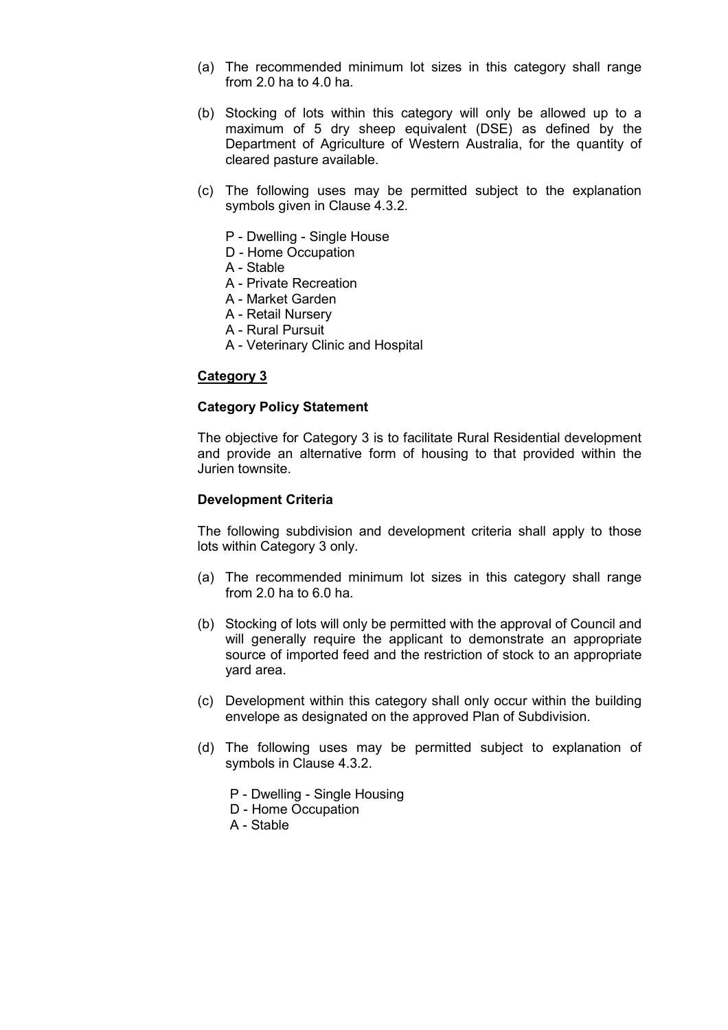(a) The recommended minimum lot sizes in this category shall range from 2.0 ha to 4.0 ha.

(b) Stocking of lots within this category will only be allowed up to a maximum of 5 dry sheep equivalent (DSE) as defined by the Department of Agriculture of Western Australia, for the quantity of cleared pasture available.

(c) The following uses may be permitted subject to the explanation symbols given in Clause 4.3.2.

P - Dwelling - Single House
D - Home Occupation
A - Stable
A - Private Recreation
A - Market Garden
A - Retail Nursery
A - Rural Pursuit
A - Veterinary Clinic and Hospital

**Category 3**

**Category Policy Statement**

The objective for Category 3 is to facilitate Rural Residential development and provide an alternative form of housing to that provided within the Jurien townsite.

**Development Criteria**

The following subdivision and development criteria shall apply to those lots within Category 3 only.

(a) The recommended minimum lot sizes in this category shall range from 2.0 ha to 6.0 ha.

(b) Stocking of lots will only be permitted with the approval of Council and will generally require the applicant to demonstrate an appropriate source of imported feed and the restriction of stock to an appropriate yard area.

(c) Development within this category shall only occur within the building envelope as designated on the approved Plan of Subdivision.

(d) The following uses may be permitted subject to explanation of symbols in Clause 4.3.2.

P - Dwelling - Single Housing
D - Home Occupation
A - Stable